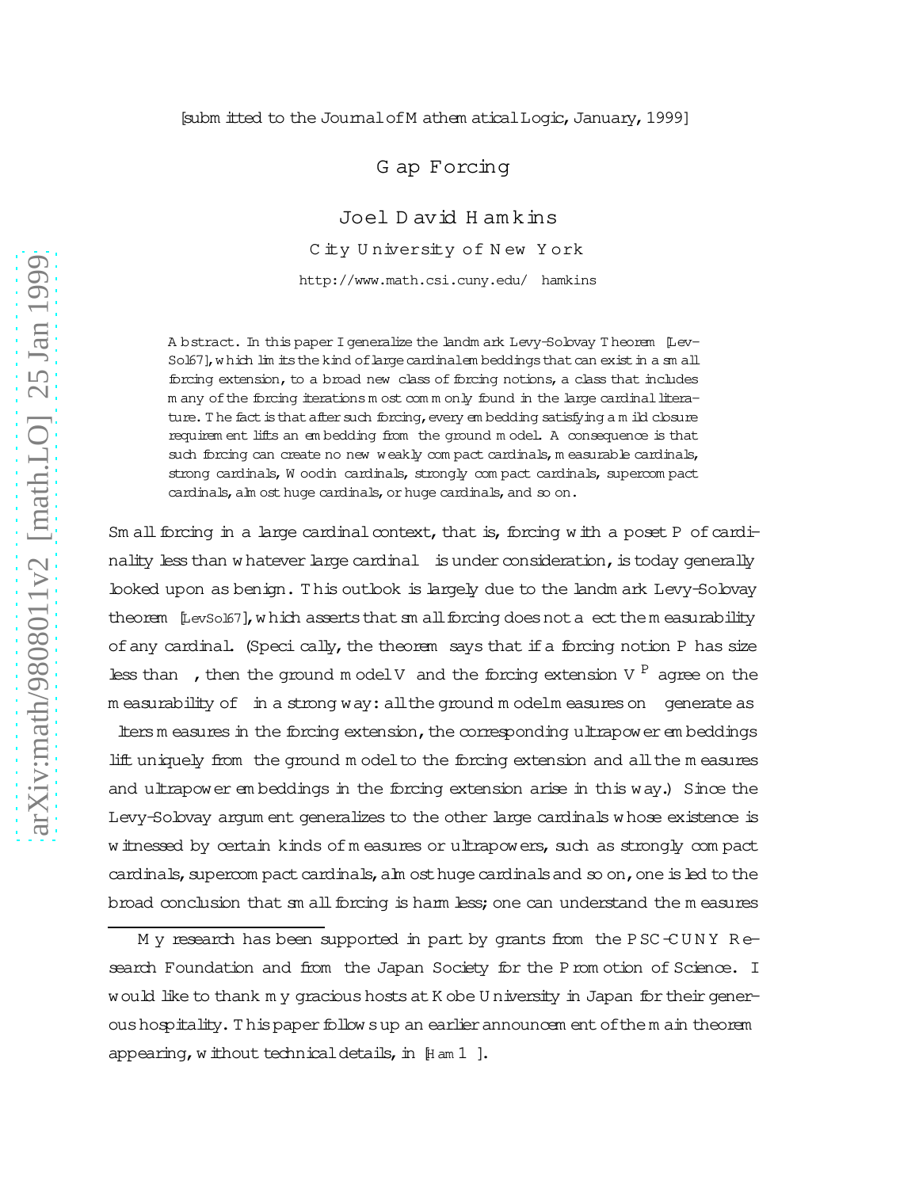[submitted to the Journal of Mathematical Logic, January, 1999]

# Gap Forcing

**Joel David Hamkins**

City University of New York

http://www.math.csi.cuny.edu/~hamkins

**Abstract.** In this paper I generalize the landmark Levy-Solovay Theorem [LevSol67], which limits the kind of large cardinal embeddings that can exist in a small forcing extension, to a broad new class of forcing notions, a class that includes many of the forcing iterations most commonly found in the large cardinal literature. The fact is that after such forcing, every embedding satisfying a mild closure requirement lifts an embedding from the ground model. A consequence is that such forcing can create no new weakly compact cardinals, measurable cardinals, strong cardinals, Woodin cardinals, strongly compact cardinals, supercompact cardinals, almost huge cardinals, or huge cardinals, and so on.

Small forcing in a large cardinal context, that is, forcing with a poset $\mathbb{P}$ of cardinality less than whatever large cardinal $\kappa$ is under consideration, is today generally looked upon as benign. This outlook is largely due to the landmark Levy-Solovay theorem [LevSol67], which asserts that small forcing does not affect the measurability of any cardinal. (Specifically, the theorem says that if a forcing notion $\mathbb{P}$ has size less than $\kappa$, then the ground model $V$ and the forcing extension $V^{\mathbb{P}}$ agree on the measurability of $\kappa$ in a strong way: all the ground model measures on $\kappa$ generate as filters measures in the forcing extension, the corresponding ultrapower embeddings lift uniquely from the ground model to the forcing extension and all the measures and ultrapower embeddings in the forcing extension arise in this way.) Since the Levy-Solovay argument generalizes to the other large cardinals whose existence is witnessed by certain kinds of measures or ultrapowers, such as strongly compact cardinals, supercompact cardinals, almost huge cardinals and so on, one is led to the broad conclusion that small forcing is harmless; one can understand the measures

---

My research has been supported in part by grants from the PSC-CUNY Research Foundation and from the Japan Society for the Promotion of Science. I would like to thank my gracious hosts at Kobe University in Japan for their generous hospitality. This paper follows up an earlier announcement of the main theorem appearing, without technical details, in [Ham 1].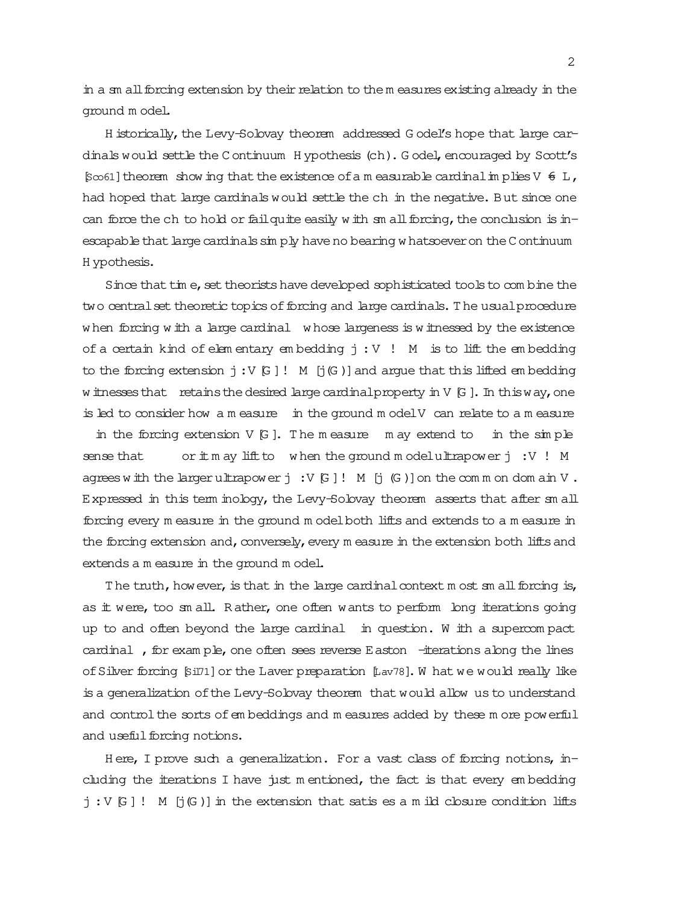in a small forcing extension by their relation to the measures existing already in the ground model.

Historically, the Levy-Solovay theorem addressed Gödel's hope that large cardinals would settle the Continuum Hypothesis (CH). Gödel, encouraged by Scott's [Sco61] theorem showing that the existence of a measurable cardinal implies $V \neq L$, had hoped that large cardinals would settle the CH in the negative. But since one can force the CH to hold or fail quite easily with small forcing, the conclusion is inescapable that large cardinals simply have no bearing whatsoever on the Continuum Hypothesis.

Since that time, set theorists have developed sophisticated tools to combine the two central set theoretic topics of forcing and large cardinals. The usual procedure when forcing with a large cardinal $\kappa$ whose largeness is witnessed by the existence of a certain kind of elementary embedding $j : V \to M$ is to lift the embedding to the forcing extension $j : V[G] \to M[j(G)]$ and argue that this lifted embedding witnesses that $\kappa$ retains the desired large cardinal property in $V[G]$. In this way, one is led to consider how a measure $\mu$ in the ground model $V$ can relate to a measure $\nu$ in the forcing extension $V[G]$. The measure $\nu$ may extend $\mu$ in the simple sense that $\mu \subseteq \nu$, or it may lift $\mu$ when the ground model ultrapower $j_\mu : V \to M$ agrees with the larger ultrapower $j_\nu : V[G] \to M[j_\nu(G)]$ on the common domain $V$. Expressed in this terminology, the Levy-Solovay theorem asserts that after small forcing every measure in the ground model both lifts and extends to a measure in the forcing extension and, conversely, every measure in the extension both lifts and extends a measure in the ground model.

The truth, however, is that in the large cardinal context most small forcing is, as it were, too small. Rather, one often wants to perform long iterations going up to and often beyond the large cardinal $\kappa$ in question. With a supercompact cardinal $\kappa$, for example, one often sees reverse Easton $\kappa$-iterations along the lines of Silver forcing [Sil71] or the Laver preparation [Lav78]. What we would really like is a generalization of the Levy-Solovay theorem that would allow us to understand and control the sorts of embeddings and measures added by these more powerful and useful forcing notions.

Here, I prove such a generalization. For a vast class of forcing notions, including the iterations I have just mentioned, the fact is that every embedding $j : V[G] \to M[j(G)]$ in the extension that satisfies a mild closure condition lifts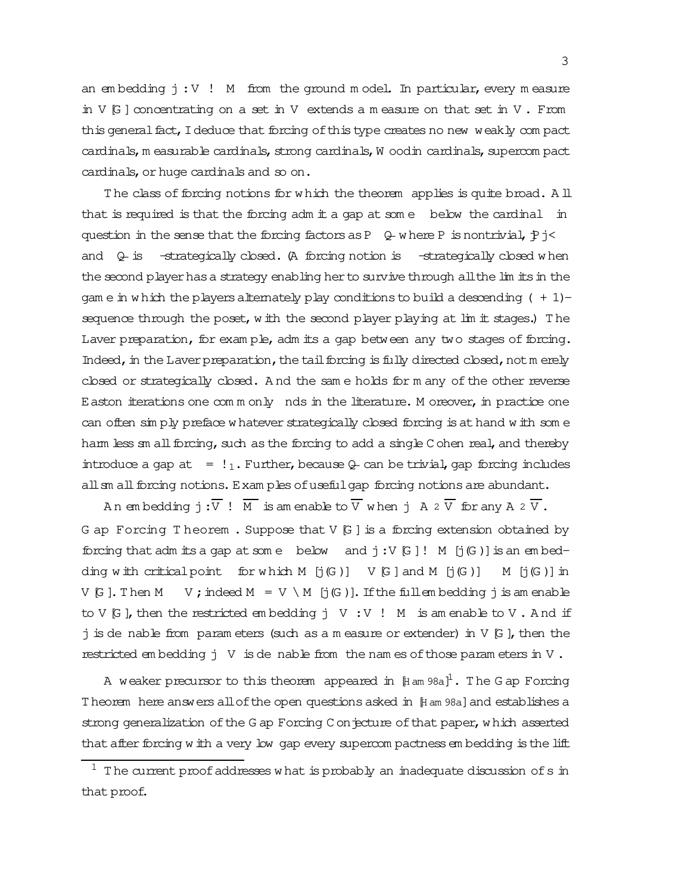an embedding $j : V \to M$ from the ground model. In particular, every measure in $V[G]$ concentrating on a set in $V$ extends a measure on that set in $V$. From this general fact, I deduce that forcing of this type creates no new weakly compact cardinals, measurable cardinals, strong cardinals, Woodin cardinals, supercompact cardinals, or huge cardinals and so on.

The class of forcing notions for which the theorem applies is quite broad. All that is required is that the forcing admit a gap at some $\delta$ below the cardinal $\kappa$ in question in the sense that the forcing factors as $\mathbb{P} * \dot{\mathbb{Q}}$ where $\mathbb{P}$ is nontrivial, $|\mathbb{P}| < \delta$ and $\Vdash \dot{\mathbb{Q}}$ is $\leq\delta$-strategically closed. (A forcing notion is $\leq\delta$-strategically closed when the second player has a strategy enabling her to survive through all the limits in the game in which the players alternately play conditions to build a descending $(\delta + 1)$-sequence through the poset, with the second player playing at limit stages.) The Laver preparation, for example, admits a gap between any two stages of forcing. Indeed, in the Laver preparation, the tail forcing is fully directed closed, not merely closed or strategically closed. And the same holds for many of the other reverse Easton iterations one commonly finds in the literature. Moreover, in practice one can often simply preface whatever strategically closed forcing is at hand with some harmless small forcing, such as the forcing to add a single Cohen real, and thereby introduce a gap at $\delta = \omega_1$. Further, because $\dot{\mathbb{Q}}$ can be trivial, gap forcing includes all small forcing notions. Examples of useful gap forcing notions are abundant.

An embedding $j : \overline{V} \to \overline{M}$ is amenable to $\overline{V}$ when $j \upharpoonright A \in \overline{V}$ for any $A \in \overline{V}$.

**Gap Forcing Theorem.** Suppose that $V[G]$ is a forcing extension obtained by forcing that admits a gap at some $\delta$ below $\kappa$ and $j : V[G] \to M[j(G)]$ is an embedding with critical point $\kappa$ for which $M[j(G)] \subseteq V[G]$ and $M[j(G)]^\delta \subseteq M[j(G)]$ in $V[G]$. Then $M \subseteq V$; indeed $M = V \cap M[j(G)]$. If the full embedding $j$ is amenable to $V[G]$, then the restricted embedding $j \upharpoonright V : V \to M$ is amenable to $V$. And if $j$ is definable from parameters (such as a measure or extender) in $V[G]$, then the restricted embedding $j \upharpoonright V$ is definable from the names of those parameters in $V$.

A weaker precursor to this theorem appeared in [Ham98a][1]. The Gap Forcing Theorem here answers all of the open questions asked in [Ham98a] and establishes a strong generalization of the Gap Forcing Conjecture of that paper, which asserted that after forcing with a very low gap every supercompactness embedding is the lift

[1] The current proof addresses what is probably an inadequate discussion of s in that proof.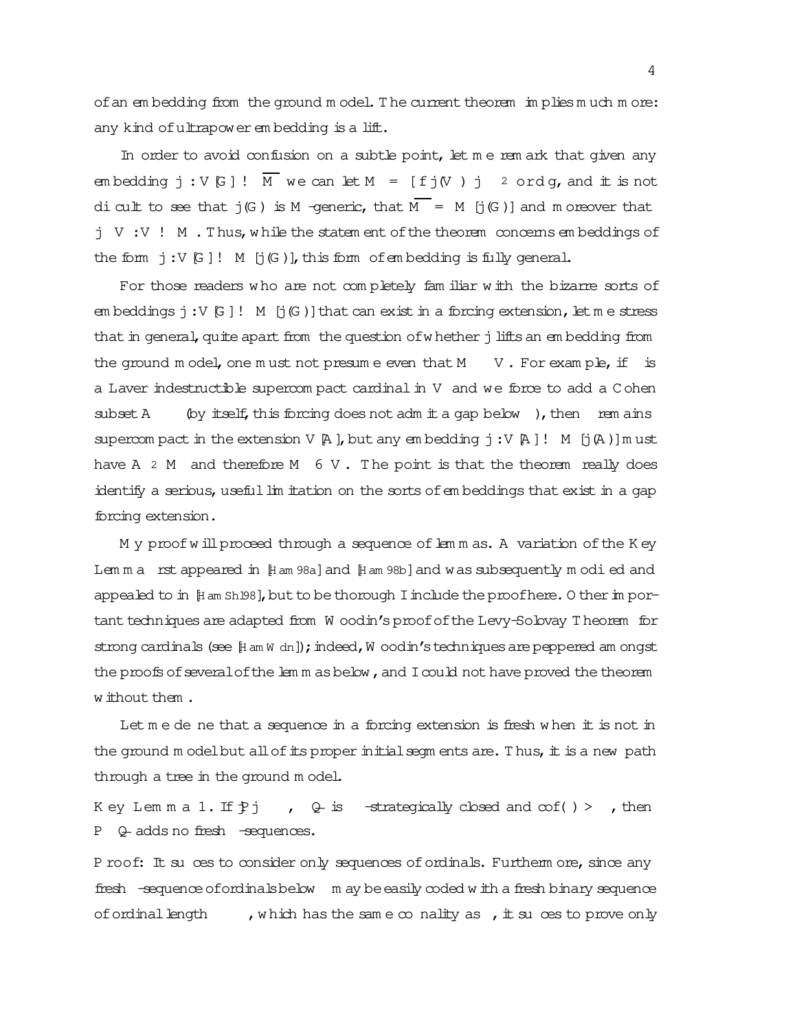of an embedding from the ground model. The current theorem implies much more: any kind of ultrapower embedding is a lift.

In order to avoid confusion on a subtle point, let me remark that given any embedding $j : V[G] \to \overline{M}$ we can let $M = \{ j(V)_\alpha \mid \alpha \in \mathrm{ord} \}$, and it is not difficult to see that $j(G)$ is $M$-generic, that $\overline{M} = M[j(G)]$ and moreover that $j \upharpoonright V : V \to M$. Thus, while the statement of the theorem concerns embeddings of the form $j : V[G] \to M[j(G)]$, this form of embedding is fully general.

For those readers who are not completely familiar with the bizarre sorts of embeddings $j : V[G] \to M[j(G)]$ that can exist in a forcing extension, let me stress that in general, quite apart from the question of whether $j$ lifts an embedding from the ground model, one must not presume even that $M \subseteq V$. For example, if $\kappa$ is a Laver indestructible supercompact cardinal in $V$ and we force to add a Cohen subset $A \subseteq \kappa$ (by itself, this forcing does not admit a gap below $\kappa$), then $\kappa$ remains supercompact in the extension $V[A]$, but any embedding $j : V[A] \to M[j(A)]$ must have $A \in M$ and therefore $M \not\subseteq V$. The point is that the theorem really does identify a serious, useful limitation on the sorts of embeddings that exist in a gap forcing extension.

My proof will proceed through a sequence of lemmas. A variation of the Key Lemma first appeared in [Ham98a] and [Ham98b] and was subsequently modified and appealed to in [HamShl98], but to be thorough I include the proof here. Other important techniques are adapted from Woodin's proof of the Levy-Solovay Theorem for strong cardinals (see [HamWdn]); indeed, Woodin's techniques are peppered amongst the proofs of several of the lemmas below, and I could not have proved the theorem without them.

Let me define that a sequence in a forcing extension is *fresh* when it is not in the ground model but all of its proper initial segments are. Thus, it is a new path through a tree in the ground model.

**Key Lemma 1.** *If $|\mathbb{P}| \leq \delta$, $\dot{\mathbb{Q}}$ is $\leq\delta$-strategically closed and $\mathrm{cof}(\lambda) > \delta$, then $\mathbb{P} * \dot{\mathbb{Q}}$ adds no fresh $\lambda$-sequences.*

**Proof:** It suffices to consider only sequences of ordinals. Furthermore, since any fresh $\lambda$-sequence of ordinals below $\theta$ may be easily coded with a fresh binary sequence of ordinal length $\theta \cdot \lambda$, which has the same cofinality as $\lambda$, it suffices to prove only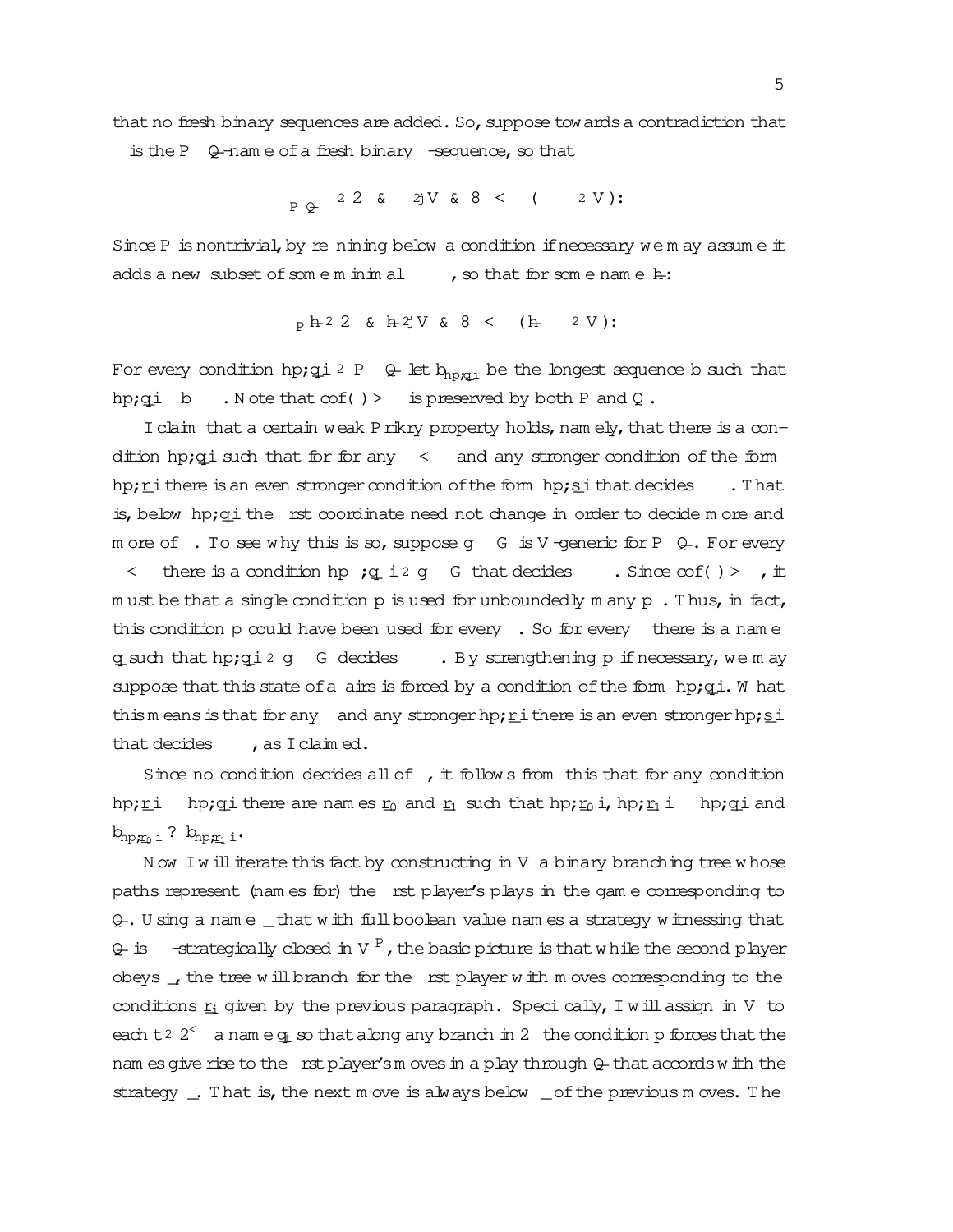that no fresh binary sequences are added. So, suppose towards a contradiction that $\dot f$ is the $\mathbb{P}*\dot{\mathbb{Q}}$-name of a fresh binary $\lambda$-sequence, so that

$$\Vdash_{\mathbb{P}*\dot{\mathbb{Q}}} \dot f\in 2^\lambda \ \&\ \dot f\notin V \ \&\ \forall\beta<\lambda\,(\dot f\upharpoonright\beta\in V).$$

Since $\mathbb{P}$ is nontrivial, by refining below a condition if necessary we may assume it adds a new subset of some minimal $\delta$, so that for some name $\dot h$:

$$\Vdash_{\mathbb{P}} \dot h\in 2^\delta \ \&\ \dot h\notin V \ \&\ \forall\beta<\delta\,(\dot h\upharpoonright\beta\in V).$$

For every condition $\langle p,\dot q\rangle\in\mathbb{P}*\dot{\mathbb{Q}}$ let $b_{\langle p,\dot q\rangle}$ be the longest sequence $b$ such that $\langle p,\dot q\rangle\Vdash b\subseteq\dot f$. Note that $\operatorname{cof}(\lambda)>\delta$ is preserved by both $\mathbb{P}$ and $\mathbb{Q}$.

I claim that a certain weak Prikry property holds, namely, that there is a condition $\langle p,\dot q\rangle$ such that for for any $\beta<\lambda$ and any stronger condition of the form $\langle p,\dot r\rangle$ there is an even stronger condition of the form $\langle p,\dot s\rangle$ that decides $\dot f\upharpoonright\beta$. That is, below $\langle p,\dot q\rangle$ the first coordinate need not change in order to decide more and more of $\dot f$. To see why this is so, suppose $g*G$ is $V$-generic for $\mathbb{P}*\dot{\mathbb{Q}}$. For every $\beta<\lambda$ there is a condition $\langle p_\beta,\dot q_\beta\rangle\in g*G$ that decides $\dot f\upharpoonright\beta$. Since $\operatorname{cof}(\lambda)>\delta$, it must be that a single condition $p$ is used for unboundedly many $p_\beta$. Thus, in fact, this condition $p$ could have been used for every $\beta$. So for every $\beta$ there is a name $\dot q_\beta$ such that $\langle p,\dot q_\beta\rangle\in g*G$ decides $\dot f\upharpoonright\beta$. By strengthening $p$ if necessary, we may suppose that this state of affairs is forced by a condition of the form $\langle p,\dot q\rangle$. What this means is that for any $\beta$ and any stronger $\langle p,\dot r\rangle$ there is an even stronger $\langle p,\dot s\rangle$ that decides $\dot f\upharpoonright\beta$, as I claimed.

Since no condition decides all of $\dot f$, it follows from this that for any condition $\langle p,\dot r\rangle\leq\langle p,\dot q\rangle$ there are names $\dot r_0$ and $\dot r_1$ such that $\langle p,\dot r_0\rangle,\langle p,\dot r_1\rangle\leq\langle p,\dot q\rangle$ and $b_{\langle p,\dot r_0\rangle}\perp b_{\langle p,\dot r_1\rangle}$.

Now I will iterate this fact by constructing in $V$ a binary branching tree whose paths represent (names for) the first player's plays in the game corresponding to $\dot{\mathbb{Q}}$. Using a name $\dot\sigma$ that with full boolean value names a strategy witnessing that $\dot{\mathbb{Q}}$ is $\delta$-strategically closed in $V^{\mathbb{P}}$, the basic picture is that while the second player obeys $\dot\sigma$, the tree will branch for the first player with moves corresponding to the conditions $\dot r_i$ given by the previous paragraph. Specifically, I will assign in $V$ to each $t\in 2^{<\delta}$ a name $\dot q_t$ so that along any branch in $2^\delta$ the condition $p$ forces that the names give rise to the first player's moves in a play through $\dot{\mathbb{Q}}$ that accords with the strategy $\dot\sigma$. That is, the next move is always below $\dot\sigma$ of the previous moves. The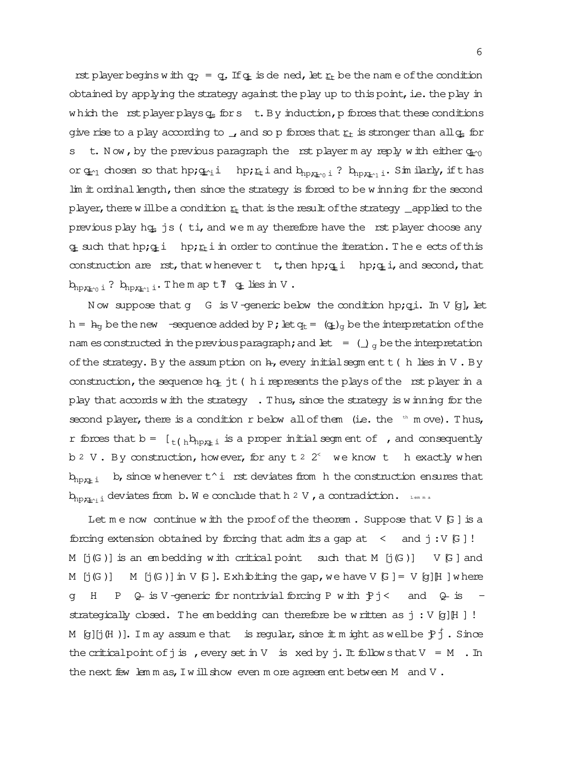first player begins with $q_\emptyset = q$. If $q_t$ is defined, let $\dot r_t$ be the name of the condition obtained by applying the strategy against the play up to this point, i.e. the play in which the first player plays $q_s$ for $s \subseteq t$. By induction, $p$ forces that these conditions give rise to a play according to $\dot\sigma$, and so $p$ forces that $\dot r_t$ is stronger than all $q_s$ for $s \subseteq t$. Now, by the previous paragraph the first player may reply with either $q_{t\frown 0}$ or $q_{t\frown 1}$ chosen so that $\langle p, q_{t\frown i}\rangle \leq \langle p, \dot r_t\rangle$ and $\dot b_{\langle p, q_{t\frown 0}\rangle} \perp \dot b_{\langle p, q_{t\frown 1}\rangle}$. Similarly, if $t$ has limit ordinal length, then since the strategy is forced to be winning for the second player, there will be a condition $\dot r_t$ that is the result of the strategy $\dot\sigma$ applied to the previous play $\langle q_s \mid s \subsetneq t\rangle$, and we may therefore have the first player choose any $q_t$ such that $\langle p, q_t\rangle \leq \langle p, \dot r_t\rangle$ in order to continue the iteration. The effects of this construction are first, that whenever $s \subseteq t$, then $\langle p, q_t\rangle \leq \langle p, q_s\rangle$, and second, that $\dot b_{\langle p, q_{t\frown 0}\rangle} \perp \dot b_{\langle p, q_{t\frown 1}\rangle}$. The map $t \mapsto q_t$ lies in $V$.

Now suppose that $g * G$ is $V$-generic below the condition $\langle p, q\rangle$. In $V[g]$, let $h = \dot h_g$ be the new $\kappa$-sequence added by $\mathbb{P}$; let $q_t = (\dot q_t)_g$ be the interpretation of the names constructed in the previous paragraph; and let $\sigma = (\dot\sigma)_g$ be the interpretation of the strategy. By the assumption on $\dot h$, every initial segment $t \subsetneq h$ lies in $V$. By construction, the sequence $\langle q_t \mid t \subsetneq h\rangle$ represents the plays of the first player in a play that accords with the strategy $\sigma$. Thus, since the strategy is winning for the second player, there is a condition $r$ below all of them (i.e. the $\kappa^{\text{th}}$ move). Thus, $r$ forces that $b = \bigcup_{t \subsetneq h} b_{\langle p, q_t\rangle}$ is a proper initial segment of $\dot b$, and consequently $b \in V$. By construction, however, for any $t \in 2^{<\kappa}$ we know $t \subseteq h$ exactly when $b_{\langle p, q_t\rangle} \subseteq b$, since whenever $t\frown i$ first deviates from $h$ the construction ensures that $b_{\langle p, q_{t\frown i}\rangle}$ deviates from $b$. We conclude that $h \in V$, a contradiction. □ Lemma

Let me now continue with the proof of the theorem. Suppose that $V[G]$ is a forcing extension obtained by forcing that admits a gap at $\delta < \kappa$ and $j : V[G] \to M[j(G)]$ is an embedding with critical point $\kappa$ such that $M[j(G)] \subseteq V[G]$ and $M[j(G)]^\delta \subseteq M[j(G)]$ in $V[G]$. Exhibiting the gap, we have $V[G] = V[g][H]$ where $g * H \subseteq \mathbb{P} * \dot{\mathbb{Q}}$ is $V$-generic for nontrivial forcing $\mathbb{P}$ with $|\mathbb{P}| < \delta$ and $\dot{\mathbb{Q}}$ is $\leq\delta$-strategically closed. The embedding can therefore be written as $j : V[g][H] \to M[g][j(H)]$. I may assume that $\delta$ is regular, since it might as well be $|\mathbb{P}|^+$. Since the critical point of $j$ is $\kappa$, every set in $V_\kappa$ is fixed by $j$. It follows that $V_\kappa = M_\kappa$. In the next few lemmas, I will show even more agreement between $M$ and $V$.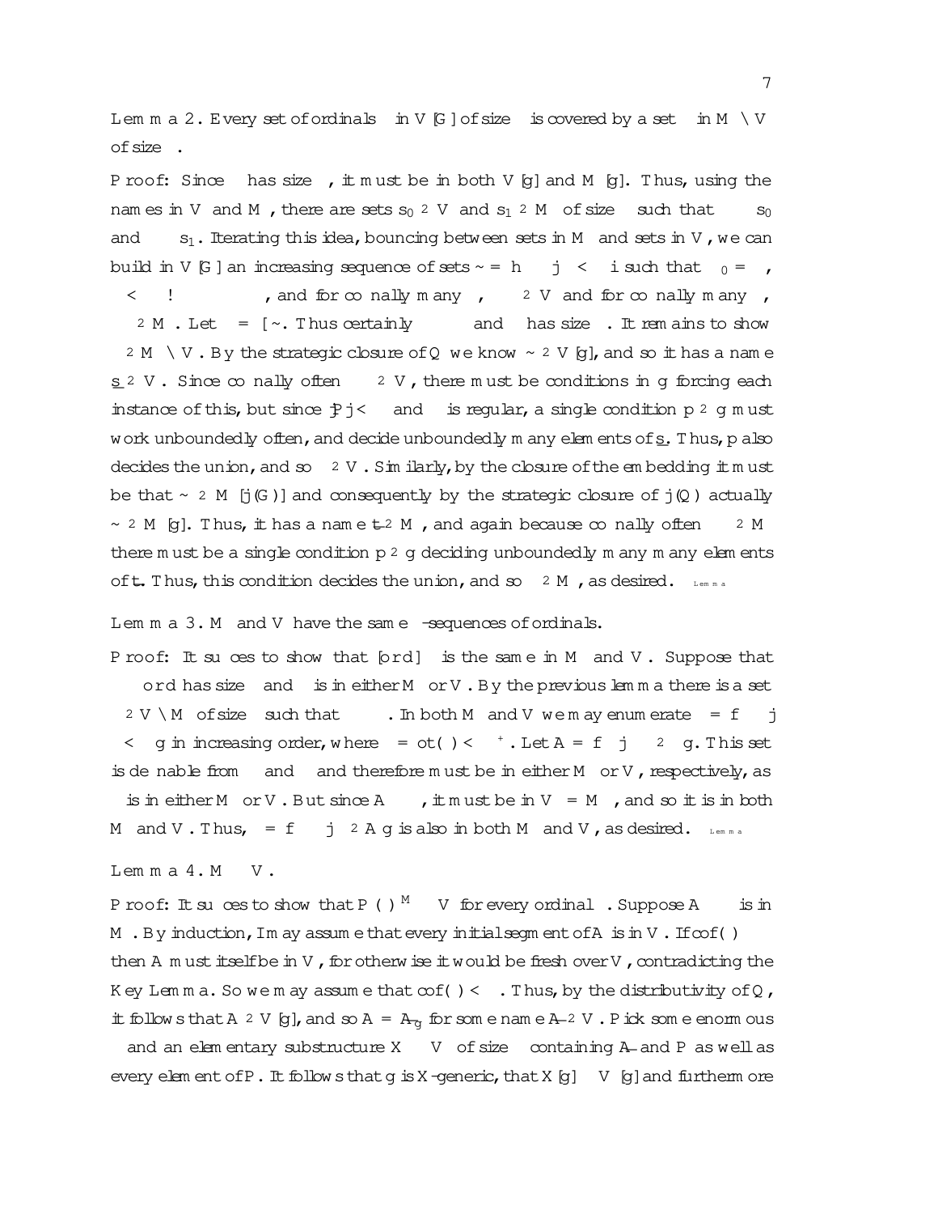**Lemma 2.** Every set of ordinals $\sigma$ in $V[G]$ of size $\delta$ is covered by a set $\tau$ in $M\cap V$ of size $\delta$.

Proof: Since $\sigma$ has size $\delta$, it must be in both $V[g]$ and $M[g]$. Thus, using the names in $V$ and $M$, there are sets $s_0\in V$ and $s_1\in M$ of size $\delta$ such that $\sigma\subseteq s_0$ and $\sigma\subseteq s_1$. Iterating this idea, bouncing between sets in $M$ and sets in $V$, we can build in $V[G]$ an increasing sequence of sets $\vec{s}=\langle s_\alpha\mid\alpha<\delta\rangle$ such that $s_0=\sigma$, $\alpha<\beta\to s_\alpha\subseteq s_\beta$, and for cofinally many $\alpha$, $s_\alpha\in V$ and for cofinally many $\alpha$, $s_\alpha\in M$. Let $\tau=\cup\vec{s}$. Thus certainly $\sigma\subseteq\tau$ and $\tau$ has size $\delta$. It remains to show $\tau\in M\cap V$. By the strategic closure of $Q$ we know $\vec{s}\in V[g]$, and so it has a name $\dot{s}\in V$. Since cofinally often $s_\alpha\in V$, there must be conditions in $g$ forcing each instance of this, but since $|P|<\delta$ and $\delta$ is regular, a single condition $p\in g$ must work unboundedly often, and decide unboundedly many elements of $\dot{s}$. Thus, $p$ also decides the union, and so $\tau\in V$. Similarly, by the closure of the embedding it must be that $\vec{s}\in M[j(G)]$ and consequently by the strategic closure of $j(Q)$ actually $\vec{s}\in M[g]$. Thus, it has a name $\dot{t}\in M$, and again because cofinally often $s_\alpha\in M$ there must be a single condition $p\in g$ deciding unboundedly many many elements of $\dot{t}$. Thus, this condition decides the union, and so $\tau\in M$, as desired. □ Lemma

**Lemma 3.** $M$ and $V$ have the same $\delta$-sequences of ordinals.

Proof: It suffices to show that $[\mathrm{ord}]^\delta$ is the same in $M$ and $V$. Suppose that $\sigma\subseteq\mathrm{ord}$ has size $\delta$ and is in either $M$ or $V$. By the previous lemma there is a set $\tau\in V\cap M$ of size $\delta$ such that $\sigma\subseteq\tau$. In both $M$ and $V$ we may enumerate $\tau=\{\tau_\alpha\mid\alpha<\beta\}$ in increasing order, where $\beta=\mathrm{ot}(\tau)<\delta^+$. Let $A=\{\alpha\mid\tau_\alpha\in\sigma\}$. This set is definable from $\sigma$ and $\tau$ and therefore must be in either $M$ or $V$, respectively, as $\sigma$ is in either $M$ or $V$. But since $A\subseteq\beta$, it must be in $V_\kappa=M_\kappa$, and so it is in both $M$ and $V$. Thus, $\sigma=\{\tau_\alpha\mid\alpha\in A\}$ is also in both $M$ and $V$, as desired. □ Lemma

**Lemma 4.** $M\subseteq V$.

Proof: It suffices to show that $P(\beta)^M\subseteq V$ for every ordinal $\beta$. Suppose $A\subseteq\beta$ is in $M$. By induction, I may assume that every initial segment of $A$ is in $V$. If $\mathrm{cof}(\beta)>\delta$ then $A$ must itself be in $V$, for otherwise it would be fresh over $V$, contradicting the Key Lemma. So we may assume that $\mathrm{cof}(\beta)\le\delta$. Thus, by the distributivity of $Q$, it follows that $A\in V[g]$, and so $A=\dot{A}_g$ for some name $\dot{A}\in V$. Pick some enormous $\theta$ and an elementary substructure $X\prec V_\theta$ of size $\delta$ containing $\dot{A}$ and $P$ as well as every element of $P$. It follows that $g$ is $X$-generic, that $X[g]\prec V_\theta[g]$ and furthermore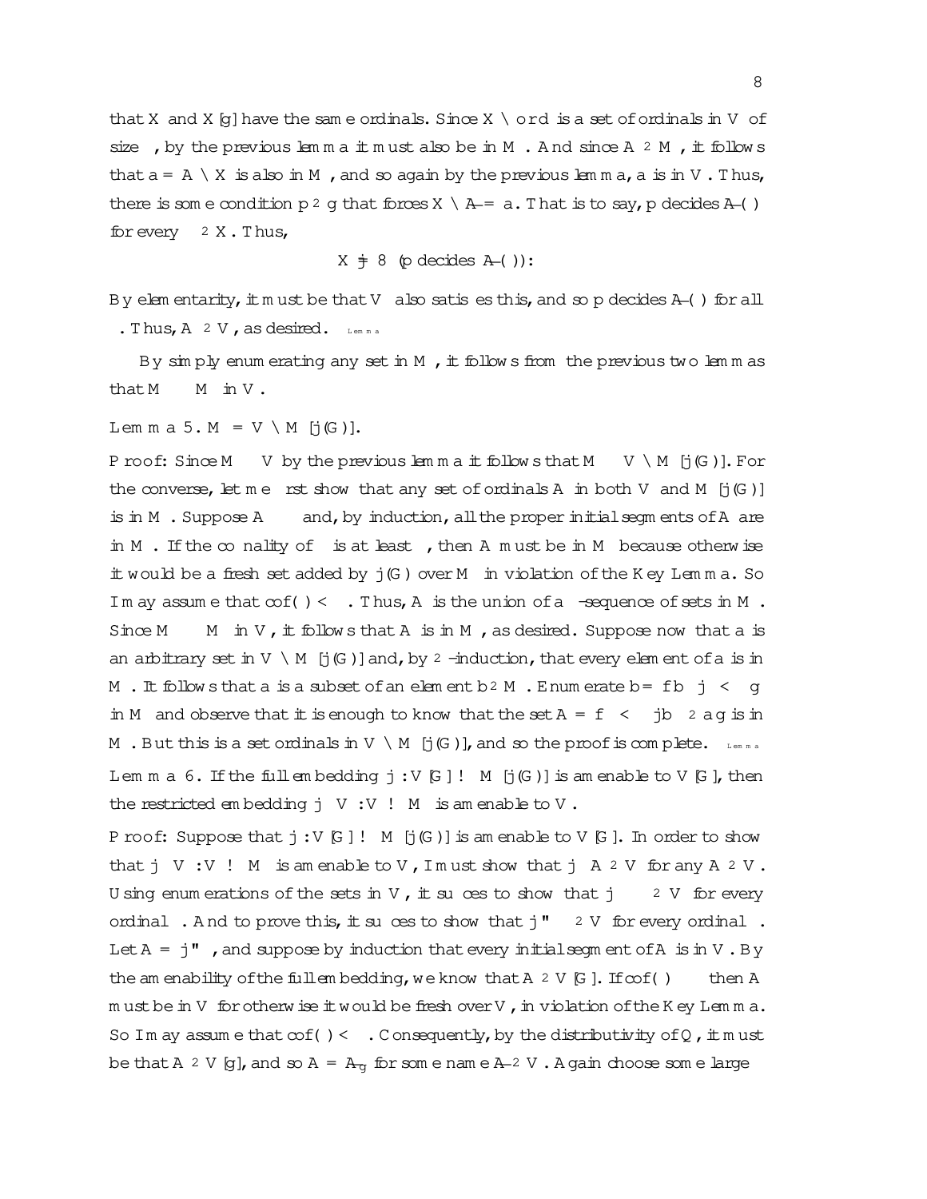that $X$ and $X[g]$ have the same ordinals. Since $X \cap \mathrm{ord}$ is a set of ordinals in $V$ of size $\delta$, by the previous lemma it must also be in $M$. And since $A \in M$, it follows that $a = A \cap X$ is also in $M$, and so again by the previous lemma, $a$ is in $V$. Thus, there is some condition $p \in g$ that forces $X \cap \dot{A} = \check{a}$. That is to say, $p$ decides $\dot{A}(\beta)$ for every $\beta \in X$. Thus,

$$X \models \forall \beta \, (p \text{ decides } \dot{A}(\beta)).$$

By elementarity, it must be that $V$ also satisfies this, and so $p$ decides $\dot{A}(\beta)$ for all $\beta$. Thus, $A \in V$, as desired. $\square_{\text{Lemma}}$

By simply enumerating any set in $M$, it follows from the previous two lemmas that $M^\delta \subseteq M$ in $V$.

Lemma 5. $M = V \cap M[j(G)]$.

Proof: Since $M \subseteq V$ by the previous lemma it follows that $M \subseteq V \cap M[j(G)]$. For the converse, let me first show that any set of ordinals $A$ in both $V$ and $M[j(G)]$ is in $M$. Suppose $A \subseteq \lambda$ and, by induction, all the proper initial segments of $A$ are in $M$. If the cofinality of $\lambda$ is at least $\delta$, then $A$ must be in $M$ because otherwise it would be a fresh set added by $j(G)$ over $M$ in violation of the Key Lemma. So I may assume that $\mathrm{cof}(\lambda) < \delta$. Thus, $A$ is the union of a $\delta$-sequence of sets in $M$. Since $M^\delta \subseteq M$ in $V$, it follows that $A$ is in $M$, as desired. Suppose now that $a$ is an arbitrary set in $V \cap M[j(G)]$ and, by $\in$-induction, that every element of $a$ is in $M$. It follows that $a$ is a subset of an element $b \in M$. Enumerate $b = \{b_\alpha \mid \alpha < \beta\}$ in $M$ and observe that it is enough to know that the set $A = \{\alpha < \beta \mid b_\alpha \in a\}$ is in $M$. But this is a set ordinals in $V \cap M[j(G)]$, and so the proof is complete. $\square_{\text{Lemma}}$

Lemma 6. If the full embedding $j : V[G] \to M[j(G)]$ is amenable to $V[G]$, then the restricted embedding $j \restriction V : V \to M$ is amenable to $V$.

Proof: Suppose that $j : V[G] \to M[j(G)]$ is amenable to $V[G]$. In order to show that $j \restriction V : V \to M$ is amenable to $V$, I must show that $j \restriction A \in V$ for any $A \in V$. Using enumerations of the sets in $V$, it suffices to show that $j \restriction \alpha \in V$ for every ordinal $\alpha$. And to prove this, it suffices to show that $j\text{"}\alpha \in V$ for every ordinal $\alpha$. Let $A = j\text{"}\alpha$, and suppose by induction that every initial segment of $A$ is in $V$. By the amenability of the full embedding, we know that $A \in V[G]$. If $\mathrm{cof}(\alpha) \geq \delta$ then $A$ must be in $V$ for otherwise it would be fresh over $V$, in violation of the Key Lemma. So I may assume that $\mathrm{cof}(\alpha) < \delta$. Consequently, by the distributivity of $\mathbb{Q}$, it must be that $A \in V[g]$, and so $A = \dot{A}_g$ for some name $\dot{A} \in V$. Again choose some large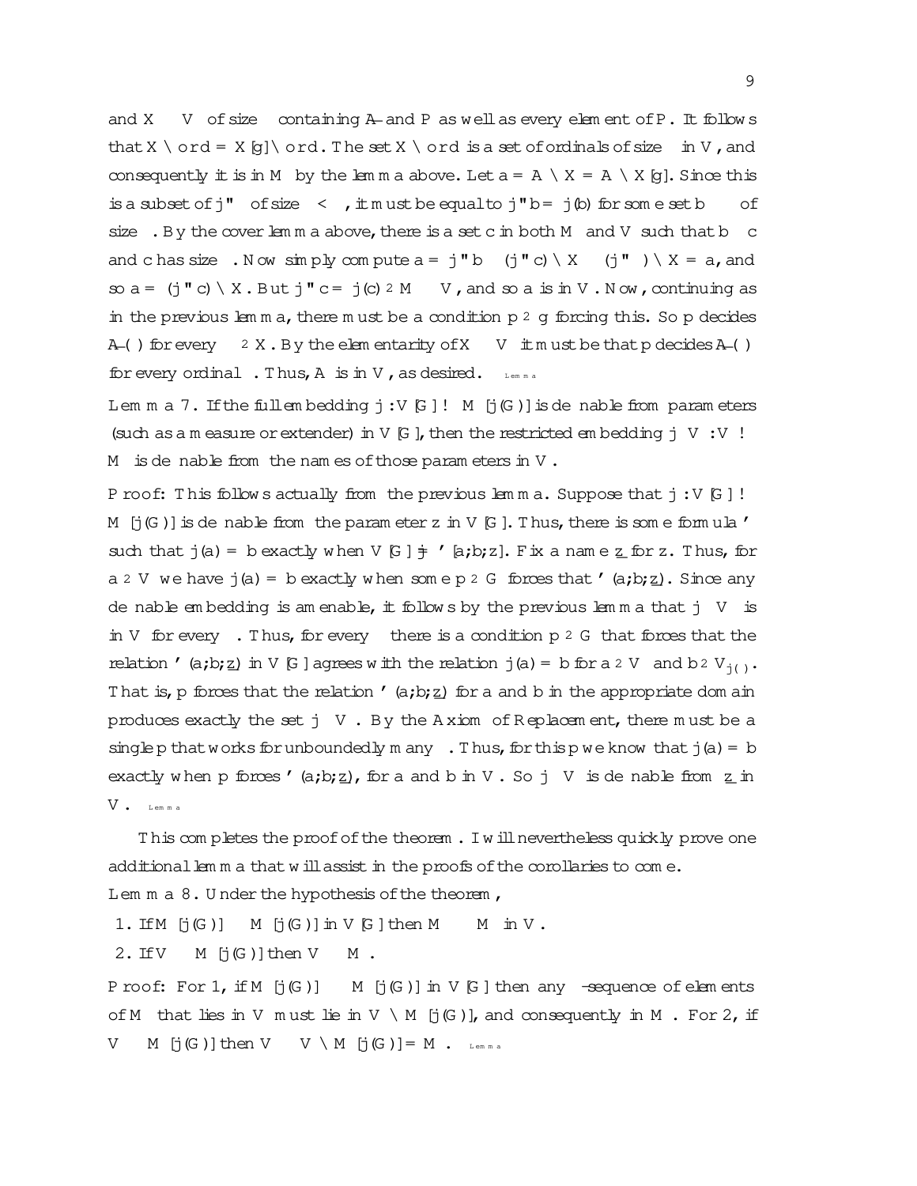and $X \prec V_\theta$ of size $\delta$ containing $\dot{A}$ and $\mathbb{P}$ as well as every element of $\mathbb{P}$. It follows that $X \cap \text{ord} = X[g] \cap \text{ord}$. The set $X \cap \text{ord}$ is a set of ordinals of size $\delta$ in $V$, and consequently it is in $M$ by the lemma above. Let $a = A \cap X = A \cap X[g]$. Since this is a subset of $j``\lambda$ of size $\delta < \kappa$, it must be equal to $j``b = j(b)$ for some set $b \subseteq \lambda$ of size $\delta$. By the cover lemma above, there is a set $c$ in both $M$ and $V$ such that $b \subseteq c$ and $c$ has size $\delta$. Now simply compute $a = j``b \subseteq (j``c) \cap X \subseteq (j``\lambda) \cap X = a$, and so $a = (j``c) \cap X$. But $j``c = j(c) \in M \subseteq V$, and so $a$ is in $V$. Now, continuing as in the previous lemma, there must be a condition $p \in g$ forcing this. So $p$ decides $\dot{A}(\alpha)$ for every $\alpha \in X$. By the elementarity of $X \prec V_\theta$ it must be that $p$ decides $\dot{A}(\alpha)$ for every ordinal $\alpha$. Thus, $A$ is in $V$, as desired. $\square_{\text{Lemma}}$

**Lemma 7.** If the full embedding $j : V[G] \to M[j(G)]$ is definable from parameters (such as a measure or extender) in $V[G]$, then the restricted embedding $j \restriction V : V \to M$ is definable from the names of those parameters in $V$.

Proof: This follows actually from the previous lemma. Suppose that $j : V[G] \to M[j(G)]$ is definable from the parameter $z$ in $V[G]$. Thus, there is some formula $\varphi$ such that $j(a) = b$ exactly when $V[G] \models \varphi[a, b, z]$. Fix a name $\dot{z}$ for $z$. Thus, for $a \in V$ we have $j(a) = b$ exactly when some $p \in G$ forces that $\varphi(a, b, \dot{z})$. Since any definable embedding is amenable, it follows by the previous lemma that $j \restriction V_\alpha$ is in $V$ for every $\alpha$. Thus, for every $\alpha$ there is a condition $p \in G$ that forces that the relation $\varphi(a, b, \dot{z})$ in $V[G]$ agrees with the relation $j(a) = b$ for $a \in V_\alpha$ and $b \in V_{j(\alpha)}$. That is, $p$ forces that the relation $\varphi(a, b, \dot{z})$ for $a$ and $b$ in the appropriate domain produces exactly the set $j \restriction V_\alpha$. By the Axiom of Replacement, there must be a single $p$ that works for unboundedly many $\alpha$. Thus, for this $p$ we know that $j(a) = b$ exactly when $p$ forces $\varphi(a, b, \dot{z})$, for $a$ and $b$ in $V$. So $j \restriction V$ is definable from $\dot{z}$ in $V$. $\square_{\text{Lemma}}$

This completes the proof of the theorem. I will nevertheless quickly prove one additional lemma that will assist in the proofs of the corollaries to come.

**Lemma 8.** Under the hypothesis of the theorem,

1. If $M[j(G)]^\lambda \subseteq M[j(G)]$ in $V[G]$ then $M^\lambda \subseteq M$ in $V$.
2. If $V_\lambda \subseteq M[j(G)]$ then $V_\lambda \subseteq M$.

Proof: For 1, if $M[j(G)]^\lambda \subseteq M[j(G)]$ in $V[G]$ then any $\lambda$-sequence of elements of $M$ that lies in $V$ must lie in $V \cap M[j(G)]$, and consequently in $M$. For 2, if $V_\lambda \subseteq M[j(G)]$ then $V_\lambda \subseteq V \cap M[j(G)] = M$. $\square_{\text{Lemma}}$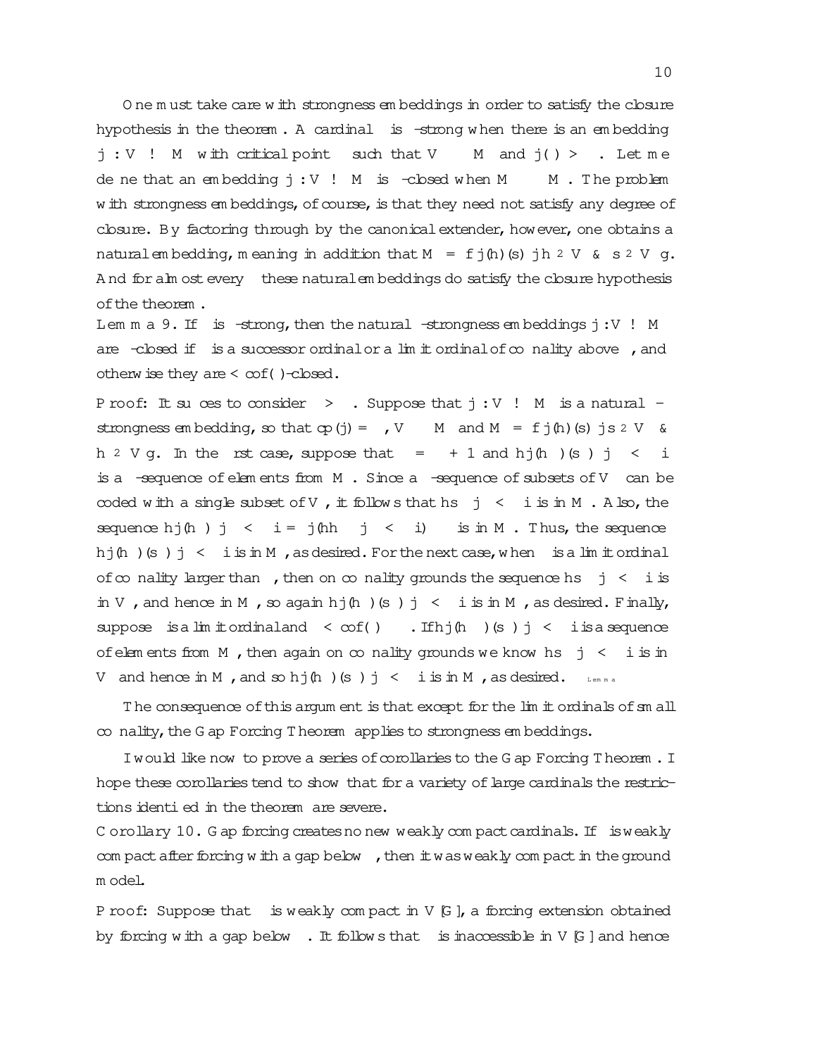One must take care with strongness embeddings in order to satisfy the closure hypothesis in the theorem. A cardinal $\kappa$ is $\lambda$-strong when there is an embedding $j : V \to M$ with critical point $\kappa$ such that $V_\lambda \subseteq M$ and $j(\kappa) > \lambda$. Let me define that an embedding $j : V \to M$ is $\lambda$-closed when $M^\lambda \subseteq M$. The problem with strongness embeddings, of course, is that they need not satisfy any degree of closure. By factoring through by the canonical extender, however, one obtains a natural embedding, meaning in addition that $M = \{\, j(h)(s) \mid h \in V \ \&\ s \in V_\lambda \,\}$. And for almost every $\lambda$ these natural embeddings do satisfy the closure hypothesis of the theorem.

**Lemma 9.** If $\kappa$ is $\lambda$-strong, then the natural $\lambda$-strongness embeddings $j : V \to M$ are $\kappa$-closed if $\lambda$ is a successor ordinal or a limit ordinal of cofinality above $\kappa$, and otherwise they are $<\operatorname{cof}(\lambda)$-closed.

Proof: It suffices to consider $\lambda > \kappa$. Suppose that $j : V \to M$ is a natural $\lambda$-strongness embedding, so that $\operatorname{cp}(j) = \kappa$, $V_\lambda \subseteq M$ and $M = \{\, j(h)(s) \mid s \in V_\lambda \ \&\ h \in V \,\}$. In the first case, suppose that $\lambda = \beta + 1$ and $\langle j(h_\alpha)(s_\alpha) \mid \alpha < \kappa \rangle$ is a $\kappa$-sequence of elements from $M$. Since a $\kappa$-sequence of subsets of $V_\beta$ can be coded with a single subset of $V_\beta$, it follows that $\langle s_\alpha \mid \alpha < \kappa \rangle$ is in $M$. Also, the sequence $\langle j(h_\alpha) \mid \alpha < \kappa \rangle = j(\langle h_\alpha \mid \alpha < \kappa \rangle) \upharpoonright \kappa$ is in $M$. Thus, the sequence $\langle j(h_\alpha)(s_\alpha) \mid \alpha < \kappa \rangle$ is in $M$, as desired. For the next case, when $\lambda$ is a limit ordinal of cofinality larger than $\kappa$, then on cofinality grounds the sequence $\langle s_\alpha \mid \alpha < \kappa \rangle$ is in $V_\lambda$, and hence in $M$, so again $\langle j(h_\alpha)(s_\alpha) \mid \alpha < \kappa \rangle$ is in $M$, as desired. Finally, suppose $\lambda$ is a limit ordinal and $\delta < \operatorname{cof}(\lambda) \leq \kappa$. If $\langle j(h_\alpha)(s_\alpha) \mid \alpha < \delta \rangle$ is a sequence of elements from $M$, then again on cofinality grounds we know $\langle s_\alpha \mid \alpha < \delta \rangle$ is in $V_\lambda$ and hence in $M$, and so $\langle j(h_\alpha)(s_\alpha) \mid \alpha < \delta \rangle$ is in $M$, as desired. $\square_{\text{Lemma}}$

The consequence of this argument is that except for the limit ordinals of small cofinality, the Gap Forcing Theorem applies to strongness embeddings.

I would like now to prove a series of corollaries to the Gap Forcing Theorem. I hope these corollaries tend to show that for a variety of large cardinals the restrictions identified in the theorem are severe.

**Corollary 10.** Gap forcing creates no new weakly compact cardinals. If $\kappa$ is weakly compact after forcing with a gap below $\kappa$, then it was weakly compact in the ground model.

Proof: Suppose that $\kappa$ is weakly compact in $V[G]$, a forcing extension obtained by forcing with a gap below $\kappa$. It follows that $\kappa$ is inaccessible in $V[G]$ and hence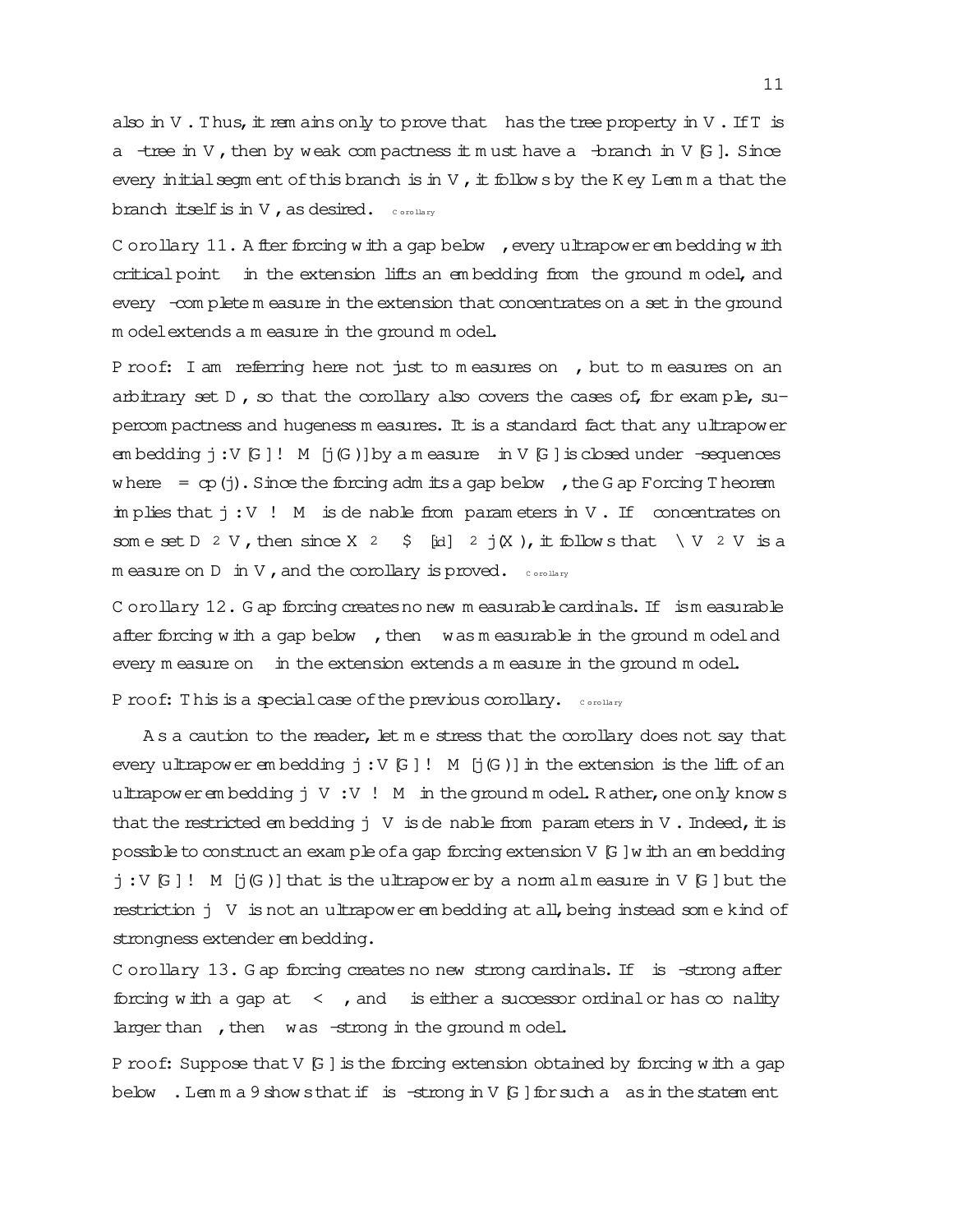also in $V$. Thus, it remains only to prove that $\kappa$ has the tree property in $V$. If $T$ is a $\kappa$-tree in $V$, then by weak compactness it must have a $\kappa$-branch in $V[G]$. Since every initial segment of this branch is in $V$, it follows by the Key Lemma that the branch itself is in $V$, as desired. $\square_{\text{Corollary}}$

**Corollary 11.** After forcing with a gap below $\kappa$, every ultrapower embedding with critical point $\kappa$ in the extension lifts an embedding from the ground model, and every $\kappa$-complete measure in the extension that concentrates on a set in the ground model extends a measure in the ground model.

**Proof:** I am referring here not just to measures on $\kappa$, but to measures on an arbitrary set $D$, so that the corollary also covers the cases of, for example, supercompactness and hugeness measures. It is a standard fact that any ultrapower embedding $j : V[G] \to M[j(G)]$ by a measure $\mu$ in $V[G]$ is closed under $\kappa$-sequences where $\kappa = \text{cp}(j)$. Since the forcing admits a gap below $\kappa$, the Gap Forcing Theorem implies that $j : V \to M$ is definable from parameters in $V$. If $\mu$ concentrates on some set $D \in V$, then since $X \in \mu \leftrightarrow [id]_\mu \in j(X)$, it follows that $\mu \cap V \in V$ is a measure on $D$ in $V$, and the corollary is proved. $\square_{\text{Corollary}}$

**Corollary 12.** Gap forcing creates no new measurable cardinals. If $\kappa$ is measurable after forcing with a gap below $\kappa$, then $\kappa$ was measurable in the ground model and every measure on $\kappa$ in the extension extends a measure in the ground model.

**Proof:** This is a special case of the previous corollary. $\square_{\text{Corollary}}$

As a caution to the reader, let me stress that the corollary does not say that every ultrapower embedding $j : V[G] \to M[j(G)]$ in the extension is the lift of an ultrapower embedding $j \upharpoonright V : V \to M$ in the ground model. Rather, one only knows that the restricted embedding $j \upharpoonright V$ is definable from parameters in $V$. Indeed, it is possible to construct an example of a gap forcing extension $V[G]$ with an embedding $j : V[G] \to M[j(G)]$ that is the ultrapower by a normal measure in $V[G]$ but the restriction $j \upharpoonright V$ is not an ultrapower embedding at all, being instead some kind of strongness extender embedding.

**Corollary 13.** Gap forcing creates no new strong cardinals. If $\kappa$ is $\lambda$-strong after forcing with a gap at $\delta < \kappa$, and $\lambda$ is either a successor ordinal or has cofinality larger than $\delta$, then $\kappa$ was $\lambda$-strong in the ground model.

**Proof:** Suppose that $V[G]$ is the forcing extension obtained by forcing with a gap below $\kappa$. Lemma 9 shows that if $\kappa$ is $\lambda$-strong in $V[G]$ for such a $\lambda$ as in the statement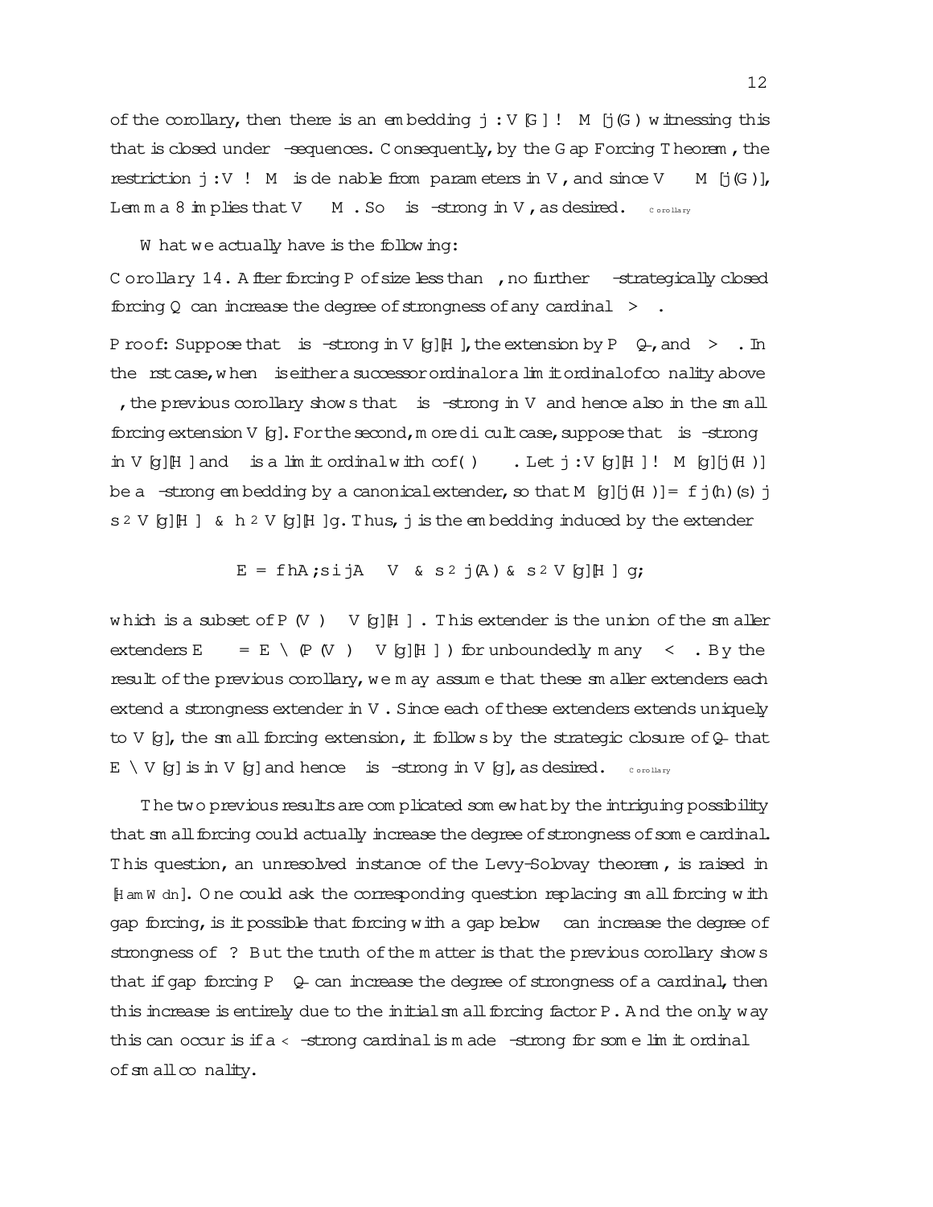of the corollary, then there is an embedding $j : V[G] \to M[j(G)]$ witnessing this that is closed under $\delta$-sequences. Consequently, by the Gap Forcing Theorem, the restriction $j : V \to M$ is definable from parameters in $V$, and since $V_\lambda \subseteq M[j(G)]$, Lemma 8 implies that $V_\lambda \subseteq M$. So $\kappa$ is $\lambda$-strong in $V$, as desired. $\square_{\text{Corollary}}$

What we actually have is the following:

**Corollary 14.** After forcing $\mathbb{P}$ of size less than $\delta$, no further $\leq\delta$-strategically closed forcing $\mathbb{Q}$ can increase the degree of strongness of any cardinal $\kappa > \delta$.

**Proof:** Suppose that $\kappa$ is $\lambda$-strong in $V[g][H]$, the extension by $\mathbb{P} * \dot{\mathbb{Q}}$, and $\kappa > \delta$. In the first case, when $\lambda$ is either a successor ordinal or a limit ordinal of cofinality above $\delta$, the previous corollary shows that $\kappa$ is $\lambda$-strong in $V$ and hence also in the small forcing extension $V[g]$. For the second, more difficult case, suppose that $\kappa$ is $\lambda$-strong in $V[g][H]$ and $\lambda$ is a limit ordinal with $\mathrm{cof}(\lambda) \leq \delta$. Let $j : V[g][H] \to M[g][j(H)]$ be a $\lambda$-strong embedding by a canonical extender, so that $M[g][j(H)] = \{\, j(h)(s) \mid s \in V_\lambda^{V[g][H]} \;\&\; h \in V[g][H] \,\}$. Thus, $j$ is the embedding induced by the extender

$$E = \{\, \langle A, s\rangle \mid A \subseteq V_\kappa \;\&\; s \in j(A) \;\&\; s \in V_\lambda^{V[g][H]} \,\},$$

which is a subset of $P(V_\kappa) \times V_\lambda^{V[g][H]}$. This extender is the union of the smaller extenders $E_\beta = E \cap (P(V_\kappa) \times V_\beta^{V[g][H]})$ for unboundedly many $\beta < \lambda$. By the result of the previous corollary, we may assume that these smaller extenders each extend a strongness extender in $V$. Since each of these extenders extends uniquely to $V[g]$, the small forcing extension, it follows by the strategic closure of $\dot{\mathbb{Q}}$ that $E \cap V[g]$ is in $V[g]$ and hence $\kappa$ is $\lambda$-strong in $V[g]$, as desired. $\square_{\text{Corollary}}$

The two previous results are complicated somewhat by the intriguing possibility that small forcing could actually increase the degree of strongness of some cardinal. This question, an unresolved instance of the Levy-Solovay theorem, is raised in [HamWdn]. One could ask the corresponding question replacing small forcing with gap forcing, is it possible that forcing with a gap below $\kappa$ can increase the degree of strongness of $\kappa$? But the truth of the matter is that the previous corollary shows that if gap forcing $\mathbb{P} * \dot{\mathbb{Q}}$ can increase the degree of strongness of a cardinal, then this increase is entirely due to the initial small forcing factor $\mathbb{P}$. And the only way this can occur is if a $<\lambda$-strong cardinal is made $\lambda$-strong for some limit ordinal $\lambda$ of small cofinality.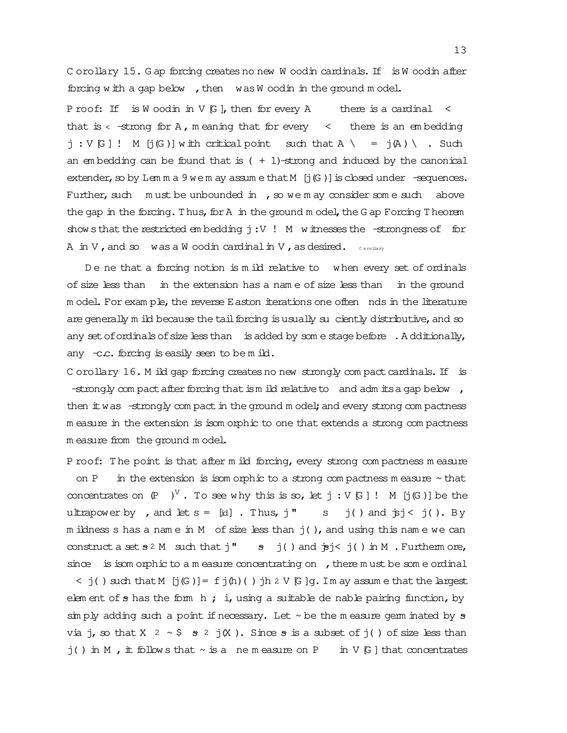Corollary 15. Gap forcing creates no new Woodin cardinals. If $\delta$ is Woodin after forcing with a gap below $\delta$, then $\delta$ was Woodin in the ground model.

Proof: If $\delta$ is Woodin in $V[G]$, then for every $A \subseteq \delta$ there is a cardinal $\kappa < \delta$ that is $<\delta$-strong for $A$, meaning that for every $\lambda < \delta$ there is an embedding $j : V[G] \to M[j(G)]$ with critical point $\kappa$ such that $A \cap \lambda = j(A) \cap \lambda$. Such an embedding can be found that is $(\lambda + 1)$-strong and induced by the canonical extender, so by Lemma 9 we may assume that $M[j(G)]$ is closed under $\kappa$-sequences. Further, such $\kappa$ must be unbounded in $\delta$, so we may consider some such $\kappa$ above the gap in the forcing. Thus, for $A$ in the ground model, the Gap Forcing Theorem shows that the restricted embedding $j : V \to M$ witnesses the $\lambda$-strongness of $\kappa$ for $A$ in $V$, and so $\delta$ was a Woodin cardinal in $V$, as desired. $\square_{\text{Corollary}}$

Define that a forcing notion is mild relative to $\kappa$ when every set of ordinals of size less than $\kappa$ in the extension has a name of size less than $\kappa$ in the ground model. For example, the reverse Easton iterations one often finds in the literature are generally mild because the tail forcing is usually sufficiently distributive, and so any set of ordinals of size less than $\kappa$ is added by some stage before $\kappa$. Additionally, any $\kappa$-c.c. forcing is easily seen to be mild.

Corollary 16. Mild gap forcing creates no new strongly compact cardinals. If $\kappa$ is $\lambda$-strongly compact after forcing that is mild relative to $\kappa$ and admits a gap below $\kappa$, then it was $\lambda$-strongly compact in the ground model; and every strong compactness measure in the extension is isomorphic to one that extends a strong compactness measure from the ground model.

Proof: The point is that after mild forcing, every strong compactness measure $\mu$ on $P_\kappa\lambda$ in the extension is isomorphic to a strong compactness measure $\tilde{\mu}$ that concentrates on $(P_\kappa\lambda)^V$. To see why this is so, let $j : V[G] \to M[j(G)]$ be the ultrapower by $\mu$, and let $s = [id]_\mu$. Thus, $j"\lambda \subseteq s \subseteq j(\lambda)$ and $|s| < j(\kappa)$. By mildness $s$ has a name in $M$ of size less than $j(\kappa)$, and using this name we can construct a set $\tilde{s} \in M$ such that $j"\lambda \subseteq \tilde{s} \subseteq j(\lambda)$ and $|\tilde{s}| < j(\kappa)$ in $M$. Furthermore, since $\mu$ is isomorphic to a measure concentrating on $\theta$, there must be some ordinal $\alpha < j(\theta)$ such that $M[j(G)] = \{\, j(h)(\alpha) \mid h \in V[G] \,\}$. I may assume that the largest element of $\tilde{s}$ has the form $\langle \beta, \alpha \rangle$, using a suitable definable pairing function, by simply adding such a point if necessary. Let $\tilde{\mu}$ be the measure germinated by $\tilde{s}$ via $j$, so that $X \in \tilde{\mu} \leftrightarrow \tilde{s} \in j(X)$. Since $\tilde{s}$ is a subset of $j(\lambda)$ of size less than $j(\kappa)$ in $M$, it follows that $\tilde{\mu}$ is a fine measure on $P_\kappa\lambda$ in $V[G]$ that concentrates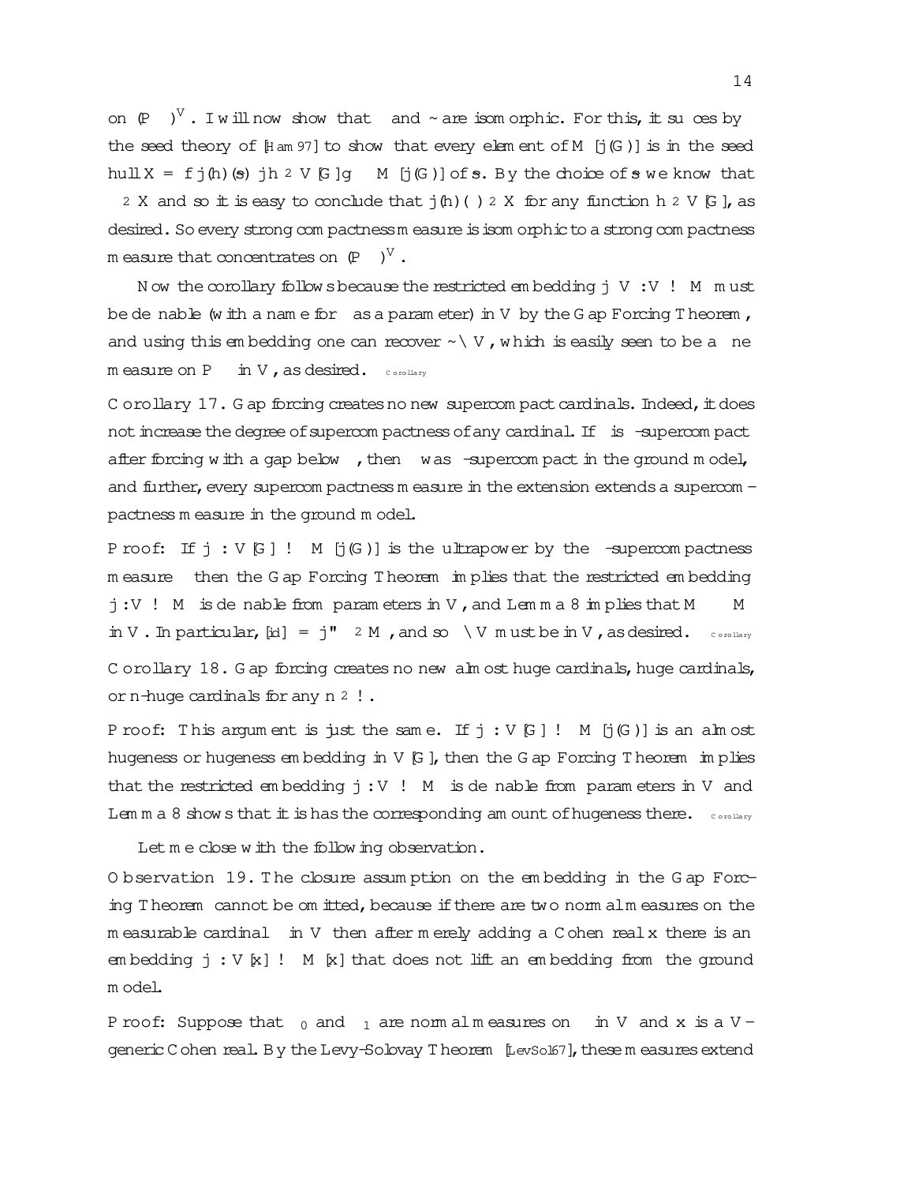on $(P_\kappa\lambda)^V$. I will now show that $\mu$ and $\tilde{\mu}$ are isomorphic. For this, it suffices by the seed theory of [Ham97] to show that every element of $M[j(G)]$ is in the seed hull $X = \{j(h)(s) \mid h \in V[G]\} \prec M[j(G)]$ of $s$. By the choice of $s$ we know that $\sigma \in X$ and so it is easy to conclude that $j(h)(\sigma) \in X$ for any function $h \in V[G]$, as desired. So every strong compactness measure is isomorphic to a strong compactness measure that concentrates on $(P_\kappa\lambda)^V$.

Now the corollary follows because the restricted embedding $j \upharpoonright V : V \to M$ must be definable (with a name for $\sigma$ as a parameter) in $V$ by the Gap Forcing Theorem, and using this embedding one can recover $\tilde{\mu} \cap V$, which is easily seen to be a fine measure on $P_\kappa\lambda$ in $V$, as desired. $\square_{\text{Corollary}}$

**Corollary 17.** Gap forcing creates no new supercompact cardinals. Indeed, it does not increase the degree of supercompactness of any cardinal. If $\kappa$ is $\lambda$-supercompact after forcing with a gap below $\kappa$, then $\kappa$ was $\lambda$-supercompact in the ground model, and further, every supercompactness measure in the extension extends a supercompactness measure in the ground model.

**Proof:** If $j : V[G] \to M[j(G)]$ is the ultrapower by the $\lambda$-supercompactness measure $\mu$ then the Gap Forcing Theorem implies that the restricted embedding $j : V \to M$ is definable from parameters in $V$, and Lemma 8 implies that $M^\lambda \subseteq M$ in $V$. In particular, $[id] = j\text{"}\lambda \in M$, and so $\mu \cap V$ must be in $V$, as desired. $\square_{\text{Corollary}}$

**Corollary 18.** Gap forcing creates no new almost huge cardinals, huge cardinals, or $n$-huge cardinals for any $n \in \omega$.

**Proof:** This argument is just the same. If $j : V[G] \to M[j(G)]$ is an almost hugeness or hugeness embedding in $V[G]$, then the Gap Forcing Theorem implies that the restricted embedding $j : V \to M$ is definable from parameters in $V$ and Lemma 8 shows that it is has the corresponding amount of hugeness there. $\square_{\text{Corollary}}$

Let me close with the following observation.

**Observation 19.** The closure assumption on the embedding in the Gap Forcing Theorem cannot be omitted, because if there are two normal measures on the measurable cardinal $\kappa$ in $V$ then after merely adding a Cohen real $x$ there is an embedding $j : V[x] \to M[x]$ that does not lift an embedding from the ground model.

**Proof:** Suppose that $\mu_0$ and $\mu_1$ are normal measures on $\kappa$ in $V$ and $x$ is a $V$-generic Cohen real. By the Levy-Solovay Theorem [LevSol67], these measures extend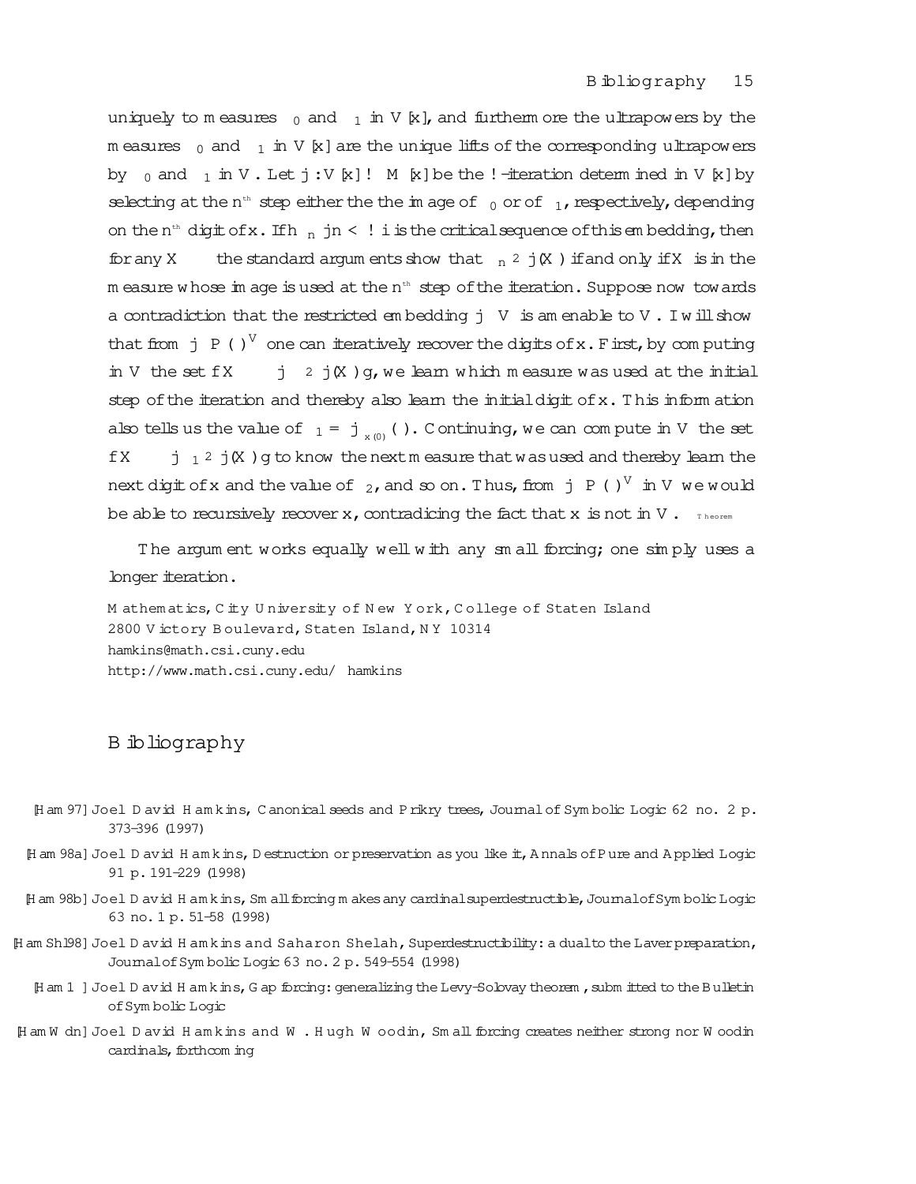uniquely to measures $\mu_0$ and $\mu_1$ in $V[x]$, and furthermore the ultrapowers by the measures $\mu_0$ and $\mu_1$ in $V[x]$ are the unique lifts of the corresponding ultrapowers by $\mu_0$ and $\mu_1$ in $V$. Let $j: V[x] \to M[x]$ be the $\omega$-iteration determined in $V[x]$ by selecting at the $n^{\text{th}}$ step either the the image of $\mu_0$ or of $\mu_1$, respectively, depending on the $n^{\text{th}}$ digit of $x$. If $\langle \kappa_n \mid n < \omega \rangle$ is the critical sequence of this embedding, then for any $X \subseteq \kappa$ the standard arguments show that $\kappa_n \in j(X)$ if and only if $X$ is in the measure whose image is used at the $n^{\text{th}}$ step of the iteration. Suppose now towards a contradiction that the restricted embedding $j \upharpoonright V$ is amenable to $V$. I will show that from $j \upharpoonright P(\kappa)^V$ one can iteratively recover the digits of $x$. First, by computing in $V$ the set $\{X \subseteq \kappa \mid \kappa \in j(X)\}$, we learn which measure was used at the initial step of the iteration and thereby also learn the initial digit of $x$. This information also tells us the value of $\kappa_1 = j_{\mu_{x(0)}}(\kappa)$. Continuing, we can compute in $V$ the set $\{X \subseteq \kappa \mid \kappa_1 \in j(X)\}$ to know the next measure that was used and thereby learn the next digit of $x$ and the value of $\kappa_2$, and so on. Thus, from $j \upharpoonright P(\kappa)^V$ in $V$ we would be able to recursively recover $x$, contradicting the fact that $x$ is not in $V$. $\square_{\text{Theorem}}$

The argument works equally well with any small forcing; one simply uses a longer iteration.

Mathematics, City University of New York, College of Staten Island
2800 Victory Boulevard, Staten Island, NY 10314
hamkins@math.csi.cuny.edu
http://www.math.csi.cuny.edu/~hamkins

# Bibliography

[Ham97] Joel David Hamkins, Canonical seeds and Prikry trees, Journal of Symbolic Logic 62 no. 2 p. 373–396 (1997)

[Ham98a] Joel David Hamkins, Destruction or preservation as you like it, Annals of Pure and Applied Logic 91 p. 191–229 (1998)

[Ham98b] Joel David Hamkins, Small forcing makes any cardinal superdestructible, Journal of Symbolic Logic 63 no. 1 p. 51–58 (1998)

[HamShl98] Joel David Hamkins and Saharon Shelah, Superdestructibility: a dual to the Laver preparation, Journal of Symbolic Logic 63 no. 2 p. 549–554 (1998)

[Ham1] Joel David Hamkins, Gap forcing: generalizing the Levy-Solovay theorem, submitted to the Bulletin of Symbolic Logic

[HamWdn] Joel David Hamkins and W. Hugh Woodin, Small forcing creates neither strong nor Woodin cardinals, forthcoming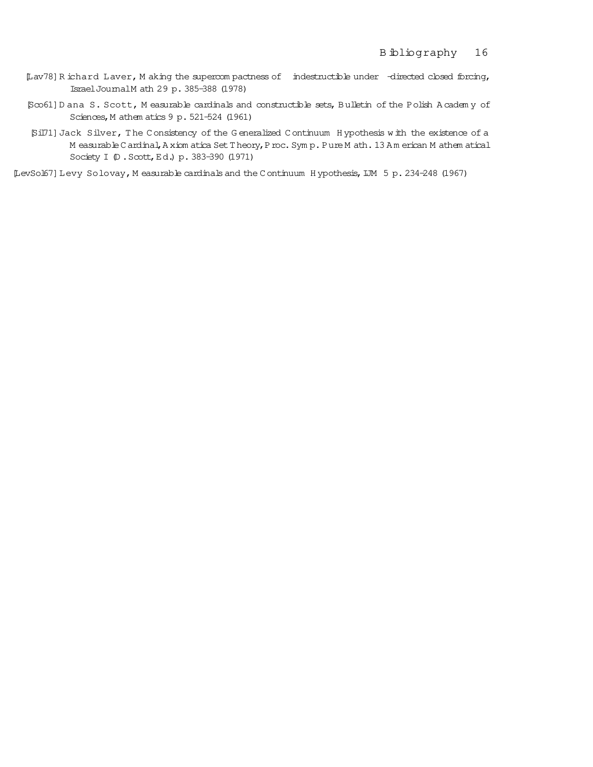[Lav78] Richard Laver, Making the supercompactness of  indestructible under -directed closed forcing, Israel Journal Math 29 p. 385–388 (1978)

[Sco61] Dana S. Scott, Measurable cardinals and constructible sets, Bulletin of the Polish Academy of Sciences, Mathematics 9 p. 521–524 (1961)

[Sil71] Jack Silver, The Consistency of the Generalized Continuum Hypothesis with the existence of a Measurable Cardinal, Axiomatica Set Theory, Proc. Symp. Pure Math. 13 American Mathematical Society I (D. Scott, Ed.) p. 383–390 (1971)

[LevSol67] Levy Solovay, Measurable cardinals and the Continuum Hypothesis, IJM 5 p. 234–248 (1967)